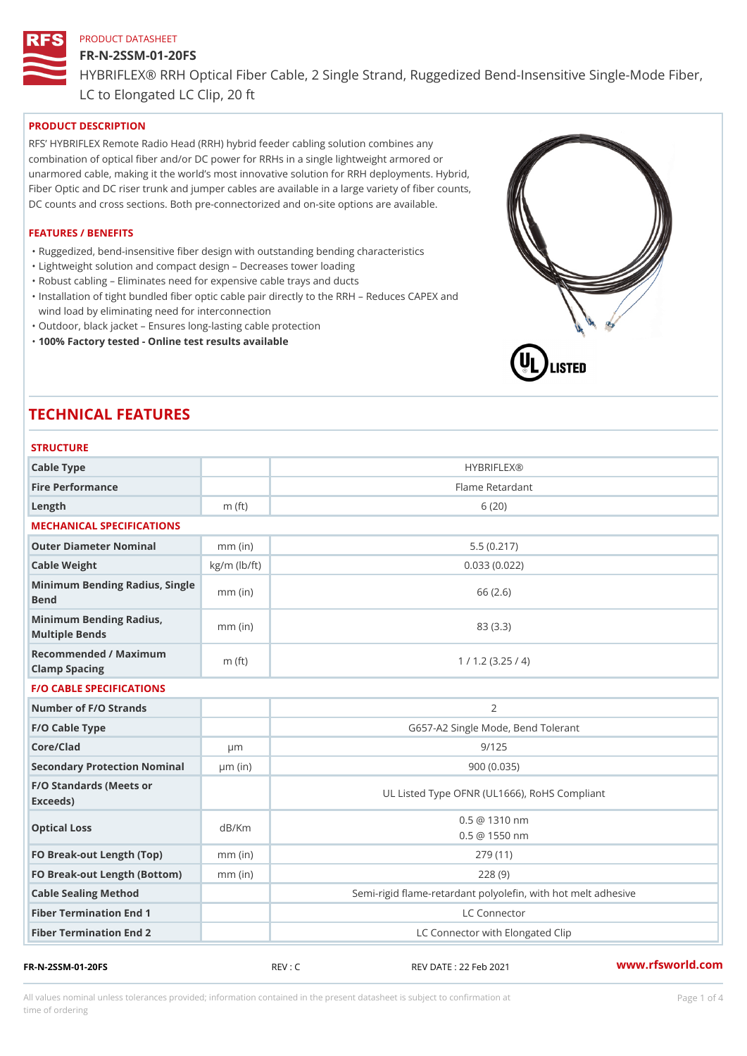PRODUCT DATASHEET

# FR-N-2SSM-01-20FS

HYBRIFLEX® RRH Optical Fiber Cable, 2 Single Strand, Ruggedized Bend-Insensitive Single-Mode Fiber, LC to Elongated LC Clip, 20 ft

## PRODUCT DESCRIPTION

RFS' HYBRIFLEX Remote Radio Head (RRH) hybrid feeder cabling solution combines any combination of optical fiber and/or DC power for RRHs in a single lightweight armored or unarmored cable, making it the world's most innovative solution for RRH deployments. Hybrid, Fiber Optic and DC riser trunk and jumper cables are available in a large variety of fiber counts, DC counts and cross sections. Both pre-connectorized and on-site options are available.

## FEATURES / BENEFITS

- Ruggedized, bend-insensitive fiber design with outstanding bending characteristics
- Lightweight solution and compact design – Decreases tower loading
- Robust cabling – Eliminates need for expensive cable trays and ducts
- Installation of tight bundled fiber optic cable pair directly to the RRH – Reduces CAPEX and wind load by eliminating need for interconnection
- Outdoor, black jacket – Ensures long-lasting cable protection
- **100% Factory tested - Online test results available**

## TECHNICAL FEATURES

### STRUCTURE

| | | |
|---|---|---|
| Cable Type | | HYBRIFLEX® |
| Fire Performance | | Flame Retardant |
| Length | m (ft) | 6 (20) |

### MECHANICAL SPECIFICATIONS

| | | |
|---|---|---|
| Outer Diameter Nominal | mm (in) | 5.5 (0.217) |
| Cable Weight | kg/m (lb/ft) | 0.033 (0.022) |
| Minimum Bending Radius, Single Bend | mm (in) | 66 (2.6) |
| Minimum Bending Radius, Multiple Bends | mm (in) | 83 (3.3) |
| Recommended / Maximum Clamp Spacing | m (ft) | 1 / 1.2 (3.25 / 4) |

### F/O CABLE SPECIFICATIONS

| | | |
|---|---|---|
| Number of F/O Strands | | 2 |
| F/O Cable Type | | G657-A2 Single Mode, Bend Tolerant |
| Core/Clad | μm | 9/125 |
| Secondary Protection Nominal | μm (in) | 900 (0.035) |
| F/O Standards (Meets or Exceeds) | | UL Listed Type OFNR (UL1666), RoHS Compliant |
| Optical Loss | dB/Km | 0.5 @ 1310 nm<br>0.5 @ 1550 nm |
| FO Break-out Length (Top) | mm (in) | 279 (11) |
| FO Break-out Length (Bottom) | mm (in) | 228 (9) |
| Cable Sealing Method | | Semi-rigid flame-retardant polyolefin, with hot melt adhesive |
| Fiber Termination End 1 | | LC Connector |
| Fiber Termination End 2 | | LC Connector with Elongated Clip |

FR-N-2SSM-01-20FS REV : C REV DATE : 22 Feb 2021 www.rfsworld.com

All values nominal unless tolerances provided; information contained in the present datasheet is subject to confirmation at time of ordering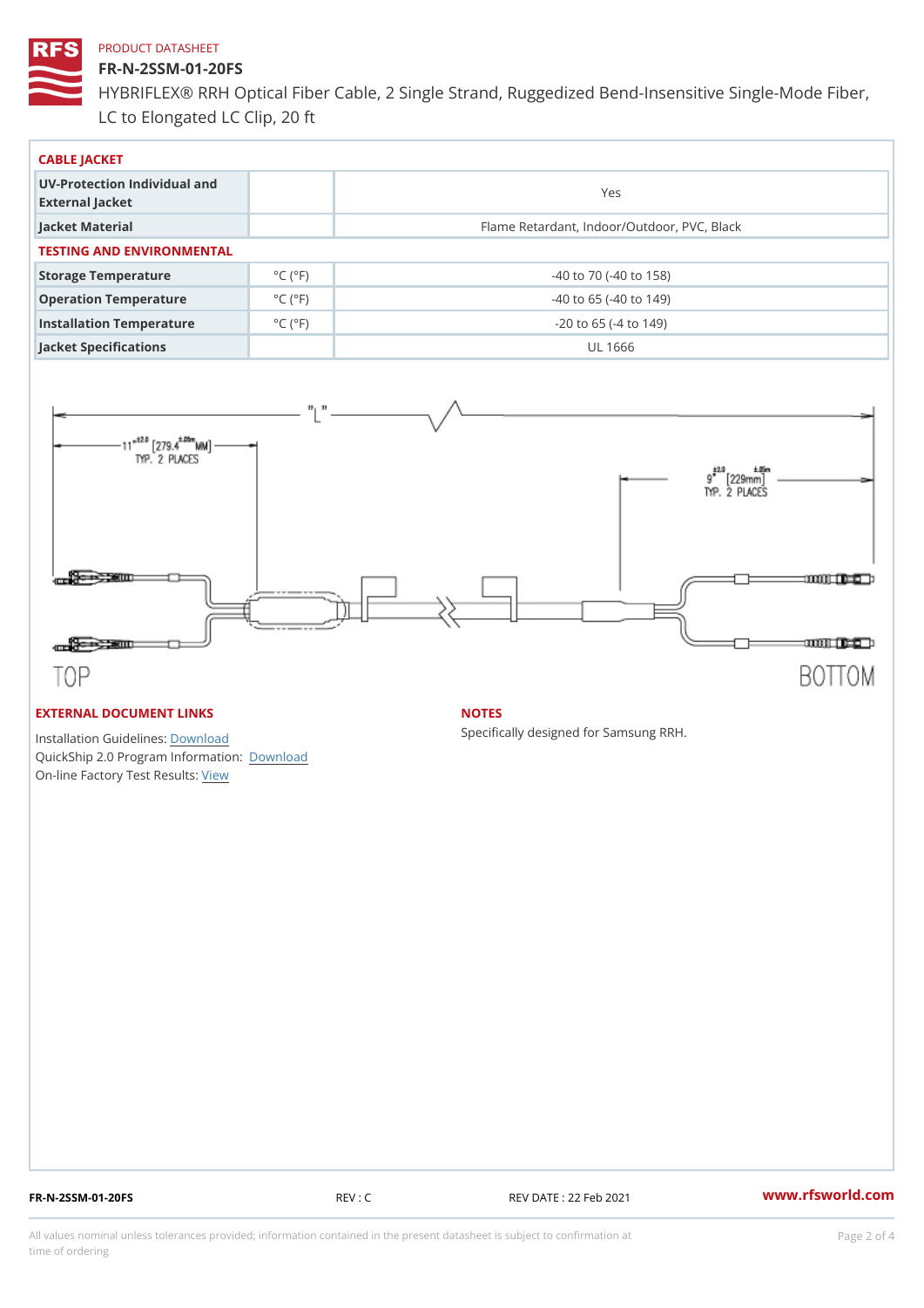PRODUCT DATASHEET

# FR-N-2SSM-01-20FS

HYBRIFLEX® RRH Optical Fiber Cable, 2 Single Strand, Ruggedized Bend-Insensitive Single-Mode Fiber, LC to Elongated LC Clip, 20 ft

## CABLE JACKET

| | | |
|---|---|---|
| **UV-Protection Individual and External Jacket** | | Yes |
| **Jacket Material** | | Flame Retardant, Indoor/Outdoor, PVC, Black |

## TESTING AND ENVIRONMENTAL

| | | |
|---|---|---|
| **Storage Temperature** | °C (°F) | -40 to 70 (-40 to 158) |
| **Operation Temperature** | °C (°F) | -40 to 65 (-40 to 149) |
| **Installation Temperature** | °C (°F) | -20 to 65 (-4 to 149) |
| **Jacket Specifications** | | UL 1666 |

"L"

11 ±2.0 [279.4 ±.05m MM] TYP. 2 PLACES

9 ±2.0 [229mm ±.05m] TYP. 2 PLACES

TOP

BOTTOM

## EXTERNAL DOCUMENT LINKS

Installation Guidelines: Download

QuickShip 2.0 Program Information: Download

On-line Factory Test Results: View

## NOTES

Specifically designed for Samsung RRH.

FR-N-2SSM-01-20FS REV : C REV DATE : 22 Feb 2021 www.rfsworld.com

All values nominal unless tolerances provided; information contained in the present datasheet is subject to confirmation at time of ordering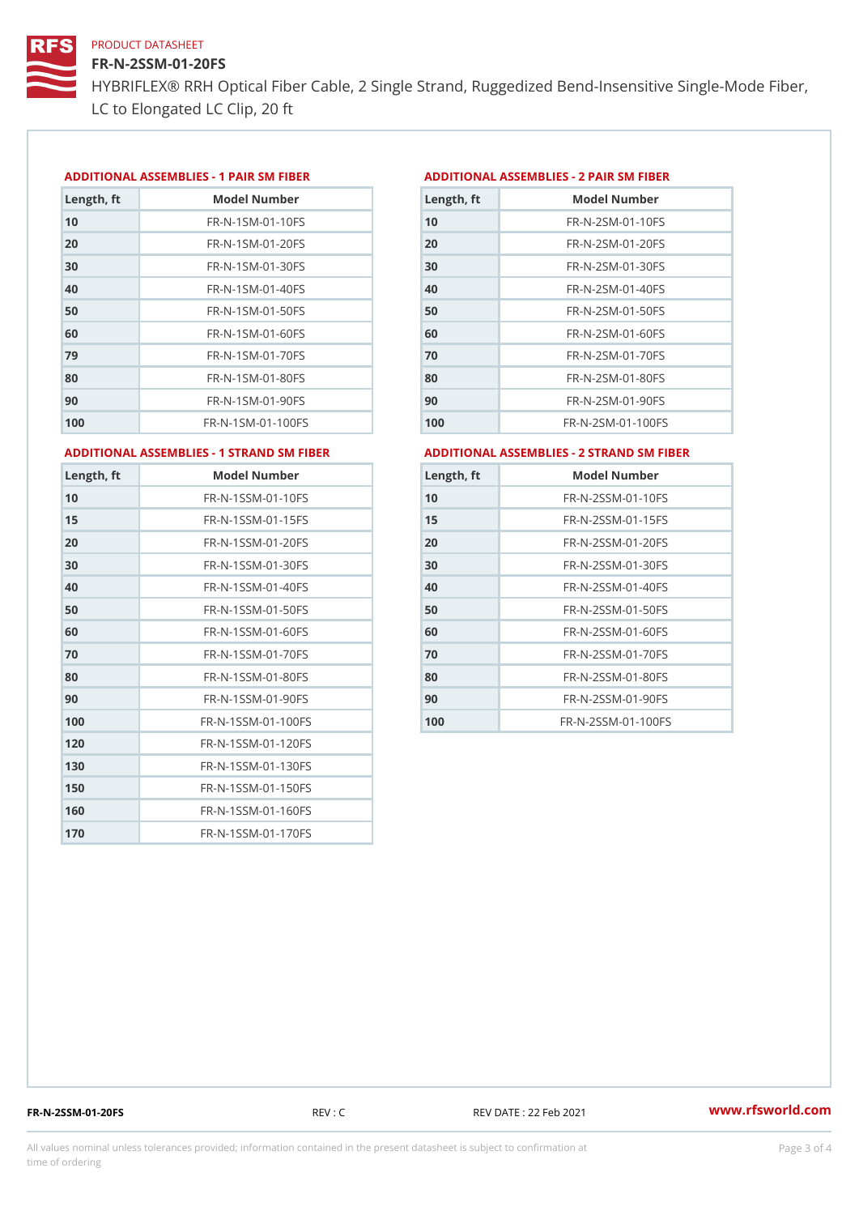PRODUCT DATASHEET

# FR-N-2SSM-01-20FS

HYBRIFLEX® RRH Optical Fiber Cable, 2 Single Strand, Ruggedized Bend-Insensitive Single-Mode Fiber, LC to Elongated LC Clip, 20 ft

## ADDITIONAL ASSEMBLIES - 1 PAIR SM FIBER

| Length, ft | Model Number |
|---|---|
| 10 | FR-N-1SM-01-10FS |
| 20 | FR-N-1SM-01-20FS |
| 30 | FR-N-1SM-01-30FS |
| 40 | FR-N-1SM-01-40FS |
| 50 | FR-N-1SM-01-50FS |
| 60 | FR-N-1SM-01-60FS |
| 79 | FR-N-1SM-01-70FS |
| 80 | FR-N-1SM-01-80FS |
| 90 | FR-N-1SM-01-90FS |
| 100 | FR-N-1SM-01-100FS |

## ADDITIONAL ASSEMBLIES - 2 PAIR SM FIBER

| Length, ft | Model Number |
|---|---|
| 10 | FR-N-2SM-01-10FS |
| 20 | FR-N-2SM-01-20FS |
| 30 | FR-N-2SM-01-30FS |
| 40 | FR-N-2SM-01-40FS |
| 50 | FR-N-2SM-01-50FS |
| 60 | FR-N-2SM-01-60FS |
| 70 | FR-N-2SM-01-70FS |
| 80 | FR-N-2SM-01-80FS |
| 90 | FR-N-2SM-01-90FS |
| 100 | FR-N-2SM-01-100FS |

## ADDITIONAL ASSEMBLIES - 1 STRAND SM FIBER

| Length, ft | Model Number |
|---|---|
| 10 | FR-N-1SSM-01-10FS |
| 15 | FR-N-1SSM-01-15FS |
| 20 | FR-N-1SSM-01-20FS |
| 30 | FR-N-1SSM-01-30FS |
| 40 | FR-N-1SSM-01-40FS |
| 50 | FR-N-1SSM-01-50FS |
| 60 | FR-N-1SSM-01-60FS |
| 70 | FR-N-1SSM-01-70FS |
| 80 | FR-N-1SSM-01-80FS |
| 90 | FR-N-1SSM-01-90FS |
| 100 | FR-N-1SSM-01-100FS |
| 120 | FR-N-1SSM-01-120FS |
| 130 | FR-N-1SSM-01-130FS |
| 150 | FR-N-1SSM-01-150FS |
| 160 | FR-N-1SSM-01-160FS |
| 170 | FR-N-1SSM-01-170FS |

## ADDITIONAL ASSEMBLIES - 2 STRAND SM FIBER

| Length, ft | Model Number |
|---|---|
| 10 | FR-N-2SSM-01-10FS |
| 15 | FR-N-2SSM-01-15FS |
| 20 | FR-N-2SSM-01-20FS |
| 30 | FR-N-2SSM-01-30FS |
| 40 | FR-N-2SSM-01-40FS |
| 50 | FR-N-2SSM-01-50FS |
| 60 | FR-N-2SSM-01-60FS |
| 70 | FR-N-2SSM-01-70FS |
| 80 | FR-N-2SSM-01-80FS |
| 90 | FR-N-2SSM-01-90FS |
| 100 | FR-N-2SSM-01-100FS |

FR-N-2SSM-01-20FS REV : C REV DATE : 22 Feb 2021 www.rfsworld.com

All values nominal unless tolerances provided; information contained in the present datasheet is subject to confirmation at time of ordering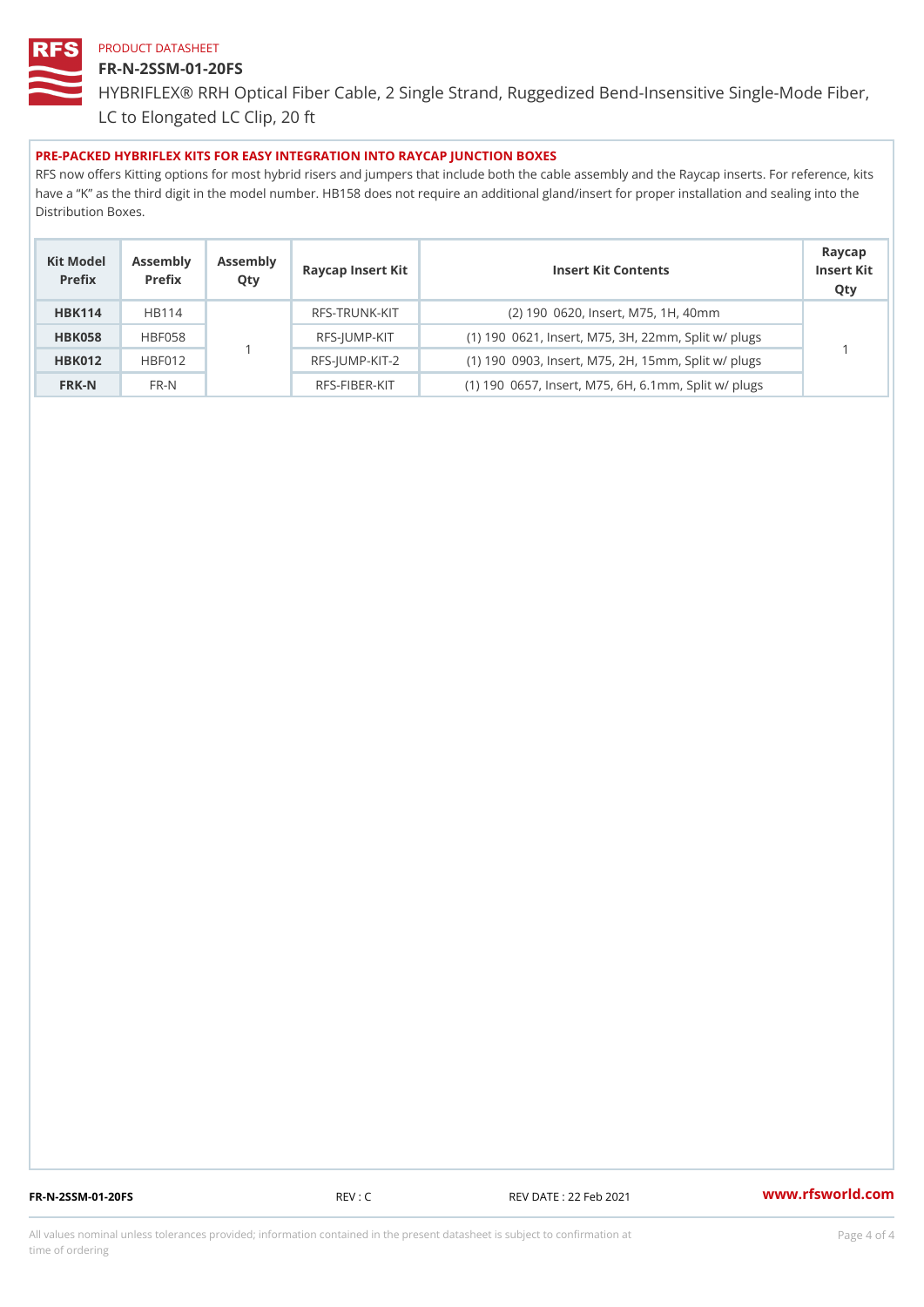PRODUCT DATASHEET

# FR-N-2SSM-01-20FS

HYBRIFLEX® RRH Optical Fiber Cable, 2 Single Strand, Ruggedized Bend-Insensitive Single-Mode Fiber, LC to Elongated LC Clip, 20 ft

## PRE-PACKED HYBRIFLEX KITS FOR EASY INTEGRATION INTO RAYCAP JUNCTION BOXES

RFS now offers Kitting options for most hybrid risers and jumpers that include both the cable assembly and the Raycap inserts. For reference, kits have a "K" as the third digit in the model number. HB158 does not require an additional gland/insert for proper installation and sealing into the Distribution Boxes.

| Kit Model Prefix | Assembly Prefix | Assembly Qty | Raycap Insert Kit | Insert Kit Contents | Raycap Insert Kit Qty |
|---|---|---|---|---|---|
| **HBK114** | HB114 | 1 | RFS-TRUNK-KIT | (2) 190 0620, Insert, M75, 1H, 40mm | 1 |
| **HBK058** | HBF058 | | RFS-JUMP-KIT | (1) 190 0621, Insert, M75, 3H, 22mm, Split w/ plugs | |
| **HBK012** | HBF012 | | RFS-JUMP-KIT-2 | (1) 190 0903, Insert, M75, 2H, 15mm, Split w/ plugs | |
| **FRK-N** | FR-N | | RFS-FIBER-KIT | (1) 190 0657, Insert, M75, 6H, 6.1mm, Split w/ plugs | |

FR-N-2SSM-01-20FS REV : C REV DATE : 22 Feb 2021 www.rfsworld.com

All values nominal unless tolerances provided; information contained in the present datasheet is subject to confirmation at time of ordering